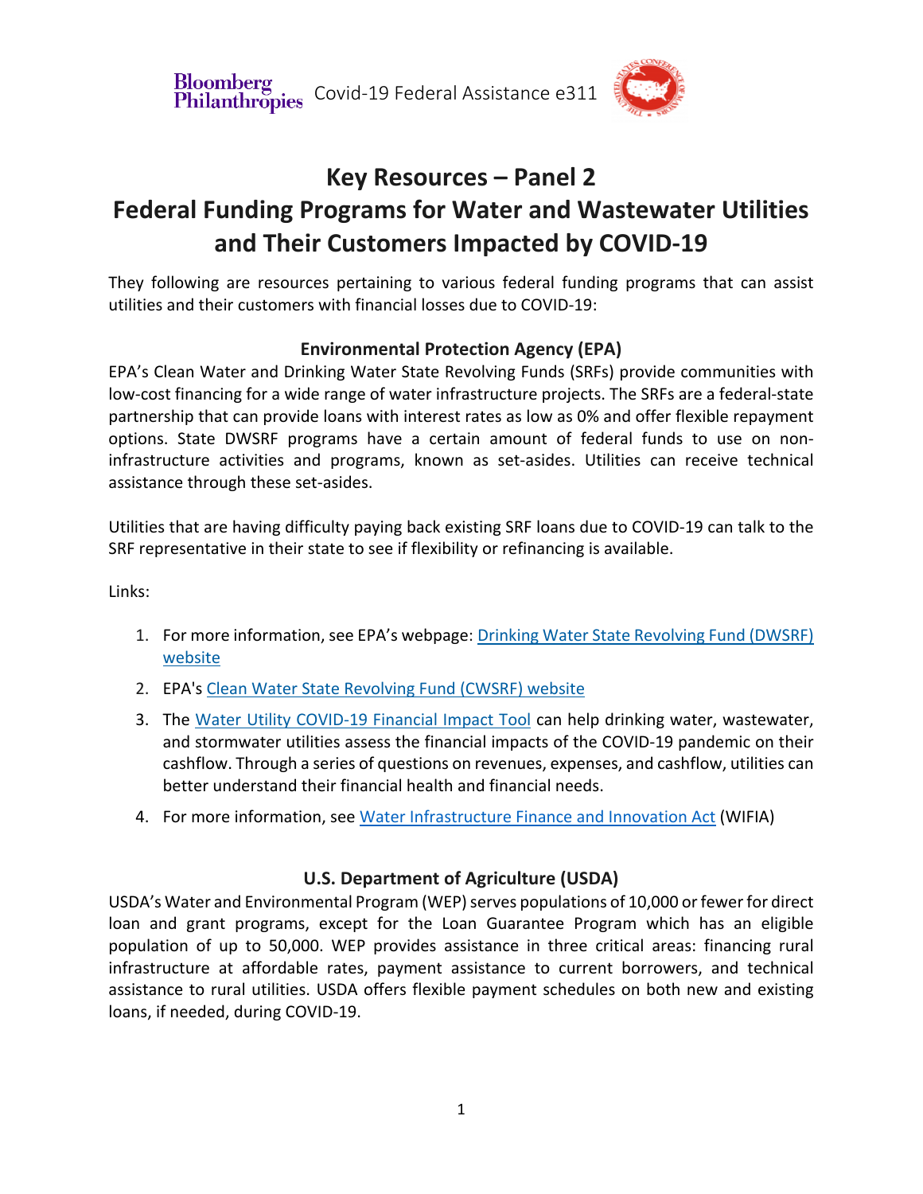# Key Resources – Panel 2

# Federal Funding Programs for Water and Wastewater Utilities and Their Customers Impacted by COVID-19

They following are resources pertaining to various federal funding programs that can assist utilities and their customers with financial losses due to COVID-19:

## Environmental Protection Agency (EPA)

EPA's Clean Water and Drinking Water State Revolving Funds (SRFs) provide communities with low-cost financing for a wide range of water infrastructure projects. The SRFs are a federal-state partnership that can provide loans with interest rates as low as 0% and offer flexible repayment options. State DWSRF programs have a certain amount of federal funds to use on non-infrastructure activities and programs, known as set-asides. Utilities can receive technical assistance through these set-asides.

Utilities that are having difficulty paying back existing SRF loans due to COVID-19 can talk to the SRF representative in their state to see if flexibility or refinancing is available.

Links:

1. For more information, see EPA's webpage: Drinking Water State Revolving Fund (DWSRF) website
2. EPA's Clean Water State Revolving Fund (CWSRF) website
3. The Water Utility COVID-19 Financial Impact Tool can help drinking water, wastewater, and stormwater utilities assess the financial impacts of the COVID-19 pandemic on their cashflow. Through a series of questions on revenues, expenses, and cashflow, utilities can better understand their financial health and financial needs.
4. For more information, see Water Infrastructure Finance and Innovation Act (WIFIA)

## U.S. Department of Agriculture (USDA)

USDA's Water and Environmental Program (WEP) serves populations of 10,000 or fewer for direct loan and grant programs, except for the Loan Guarantee Program which has an eligible population of up to 50,000. WEP provides assistance in three critical areas: financing rural infrastructure at affordable rates, payment assistance to current borrowers, and technical assistance to rural utilities. USDA offers flexible payment schedules on both new and existing loans, if needed, during COVID-19.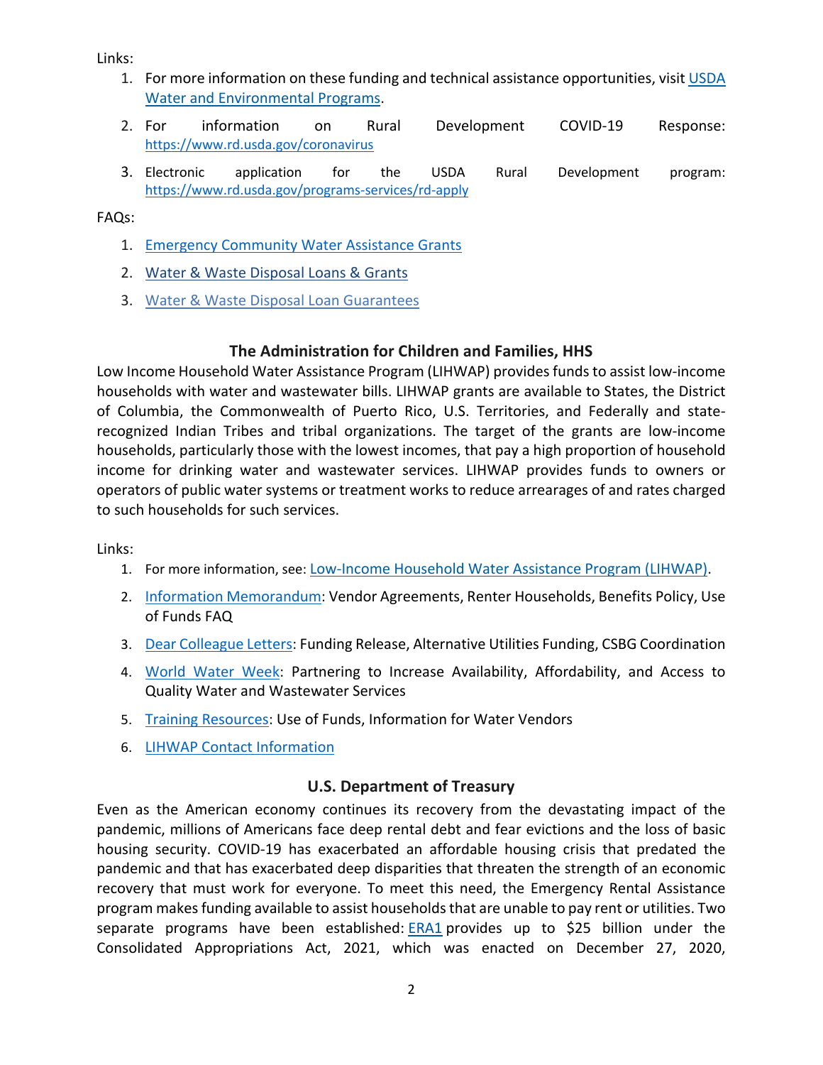Links:

1. For more information on these funding and technical assistance opportunities, visit [USDA Water and Environmental Programs](USDA Water and Environmental Programs).
2. For information on Rural Development COVID-19 Response: https://www.rd.usda.gov/coronavirus
3. Electronic application for the USDA Rural Development program: https://www.rd.usda.gov/programs-services/rd-apply

FAQs:

1. Emergency Community Water Assistance Grants
2. Water & Waste Disposal Loans & Grants
3. Water & Waste Disposal Loan Guarantees

## The Administration for Children and Families, HHS

Low Income Household Water Assistance Program (LIHWAP) provides funds to assist low-income households with water and wastewater bills. LIHWAP grants are available to States, the District of Columbia, the Commonwealth of Puerto Rico, U.S. Territories, and Federally and state-recognized Indian Tribes and tribal organizations. The target of the grants are low-income households, particularly those with the lowest incomes, that pay a high proportion of household income for drinking water and wastewater services. LIHWAP provides funds to owners or operators of public water systems or treatment works to reduce arrearages of and rates charged to such households for such services.

Links:

1. For more information, see: Low-Income Household Water Assistance Program (LIHWAP).
2. Information Memorandum: Vendor Agreements, Renter Households, Benefits Policy, Use of Funds FAQ
3. Dear Colleague Letters: Funding Release, Alternative Utilities Funding, CSBG Coordination
4. World Water Week: Partnering to Increase Availability, Affordability, and Access to Quality Water and Wastewater Services
5. Training Resources: Use of Funds, Information for Water Vendors
6. LIHWAP Contact Information

## U.S. Department of Treasury

Even as the American economy continues its recovery from the devastating impact of the pandemic, millions of Americans face deep rental debt and fear evictions and the loss of basic housing security. COVID-19 has exacerbated an affordable housing crisis that predated the pandemic and that has exacerbated deep disparities that threaten the strength of an economic recovery that must work for everyone. To meet this need, the Emergency Rental Assistance program makes funding available to assist households that are unable to pay rent or utilities. Two separate programs have been established: ERA1 provides up to $25 billion under the Consolidated Appropriations Act, 2021, which was enacted on December 27, 2020,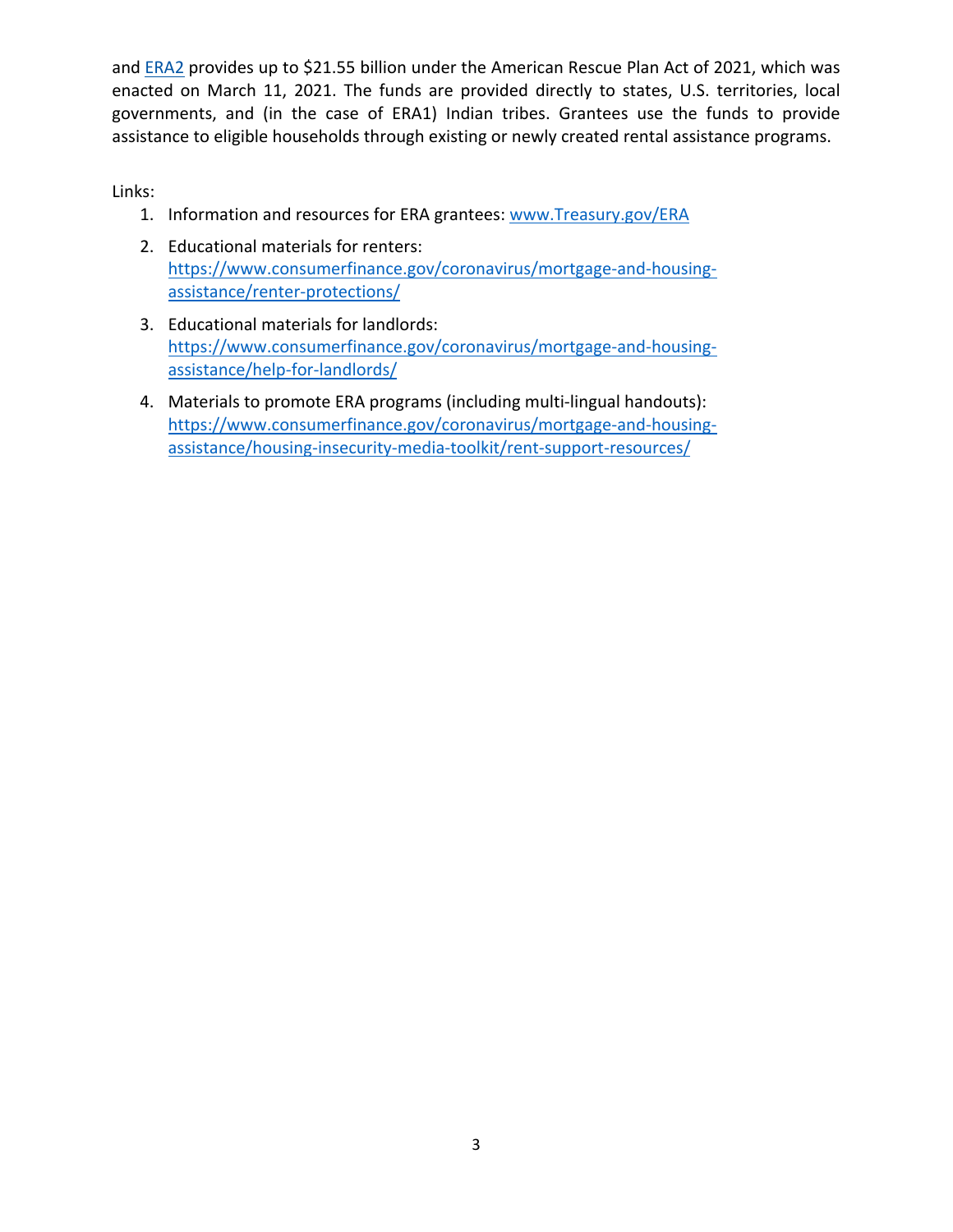and [ERA2](ERA2) provides up to $21.55 billion under the American Rescue Plan Act of 2021, which was enacted on March 11, 2021. The funds are provided directly to states, U.S. territories, local governments, and (in the case of ERA1) Indian tribes. Grantees use the funds to provide assistance to eligible households through existing or newly created rental assistance programs.

Links:

1. Information and resources for ERA grantees: [www.Treasury.gov/ERA](www.Treasury.gov/ERA)
2. Educational materials for renters: [https://www.consumerfinance.gov/coronavirus/mortgage-and-housing-assistance/renter-protections/](https://www.consumerfinance.gov/coronavirus/mortgage-and-housing-assistance/renter-protections/)
3. Educational materials for landlords: [https://www.consumerfinance.gov/coronavirus/mortgage-and-housing-assistance/help-for-landlords/](https://www.consumerfinance.gov/coronavirus/mortgage-and-housing-assistance/help-for-landlords/)
4. Materials to promote ERA programs (including multi-lingual handouts): [https://www.consumerfinance.gov/coronavirus/mortgage-and-housing-assistance/housing-insecurity-media-toolkit/rent-support-resources/](https://www.consumerfinance.gov/coronavirus/mortgage-and-housing-assistance/housing-insecurity-media-toolkit/rent-support-resources/)